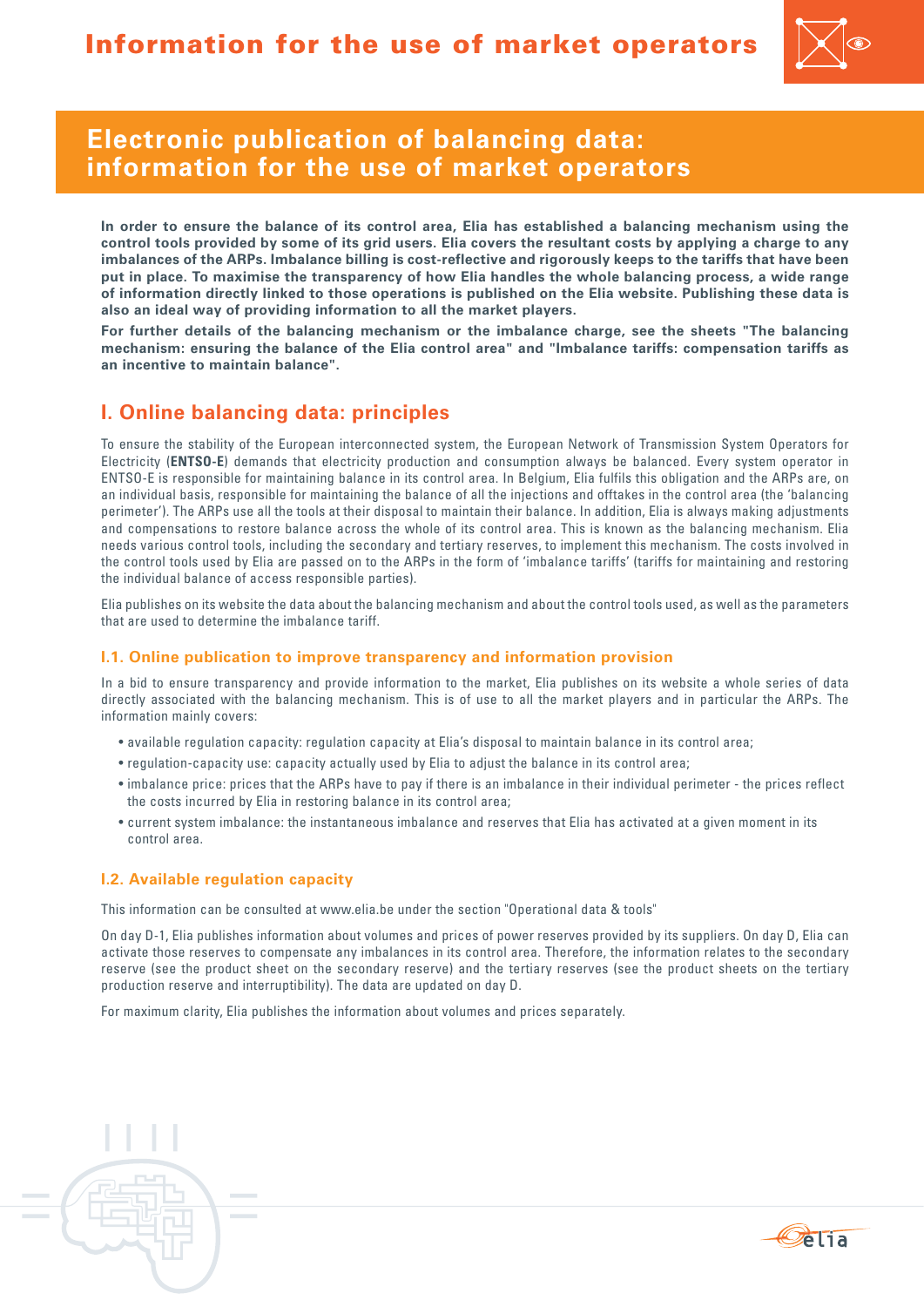# Electronic publication of balancing data: information for the use of market operators

**In order to ensure the balance of its control area, Elia has established a balancing mechanism using the control tools provided by some of its grid users. Elia covers the resultant costs by applying a charge to any imbalances of the ARPs. Imbalance billing is cost-reflective and rigorously keeps to the tariffs that have been put in place. To maximise the transparency of how Elia handles the whole balancing process, a wide range of information directly linked to those operations is published on the Elia website. Publishing these data is also an ideal way of providing information to all the market players.**

**For further details of the balancing mechanism or the imbalance charge, see the sheets "The balancing mechanism: ensuring the balance of the Elia control area" and "Imbalance tariffs: compensation tariffs as an incentive to maintain balance".**

## I. Online balancing data: principles

To ensure the stability of the European interconnected system, the European Network of Transmission System Operators for Electricity (**ENTSO-E**) demands that electricity production and consumption always be balanced. Every system operator in ENTSO-E is responsible for maintaining balance in its control area. In Belgium, Elia fulfils this obligation and the ARPs are, on an individual basis, responsible for maintaining the balance of all the injections and offtakes in the control area (the 'balancing perimeter'). The ARPs use all the tools at their disposal to maintain their balance. In addition, Elia is always making adjustments and compensations to restore balance across the whole of its control area. This is known as the balancing mechanism. Elia needs various control tools, including the secondary and tertiary reserves, to implement this mechanism. The costs involved in the control tools used by Elia are passed on to the ARPs in the form of 'imbalance tariffs' (tariffs for maintaining and restoring the individual balance of access responsible parties).

Elia publishes on its website the data about the balancing mechanism and about the control tools used, as well as the parameters that are used to determine the imbalance tariff.

### I.1. Online publication to improve transparency and information provision

In a bid to ensure transparency and provide information to the market, Elia publishes on its website a whole series of data directly associated with the balancing mechanism. This is of use to all the market players and in particular the ARPs. The information mainly covers:

- available regulation capacity: regulation capacity at Elia's disposal to maintain balance in its control area;
- regulation-capacity use: capacity actually used by Elia to adjust the balance in its control area;
- imbalance price: prices that the ARPs have to pay if there is an imbalance in their individual perimeter - the prices reflect the costs incurred by Elia in restoring balance in its control area;
- current system imbalance: the instantaneous imbalance and reserves that Elia has activated at a given moment in its control area.

### I.2. Available regulation capacity

This information can be consulted at www.elia.be under the section "Operational data & tools"

On day D-1, Elia publishes information about volumes and prices of power reserves provided by its suppliers. On day D, Elia can activate those reserves to compensate any imbalances in its control area. Therefore, the information relates to the secondary reserve (see the product sheet on the secondary reserve) and the tertiary reserves (see the product sheets on the tertiary production reserve and interruptibility). The data are updated on day D.

For maximum clarity, Elia publishes the information about volumes and prices separately.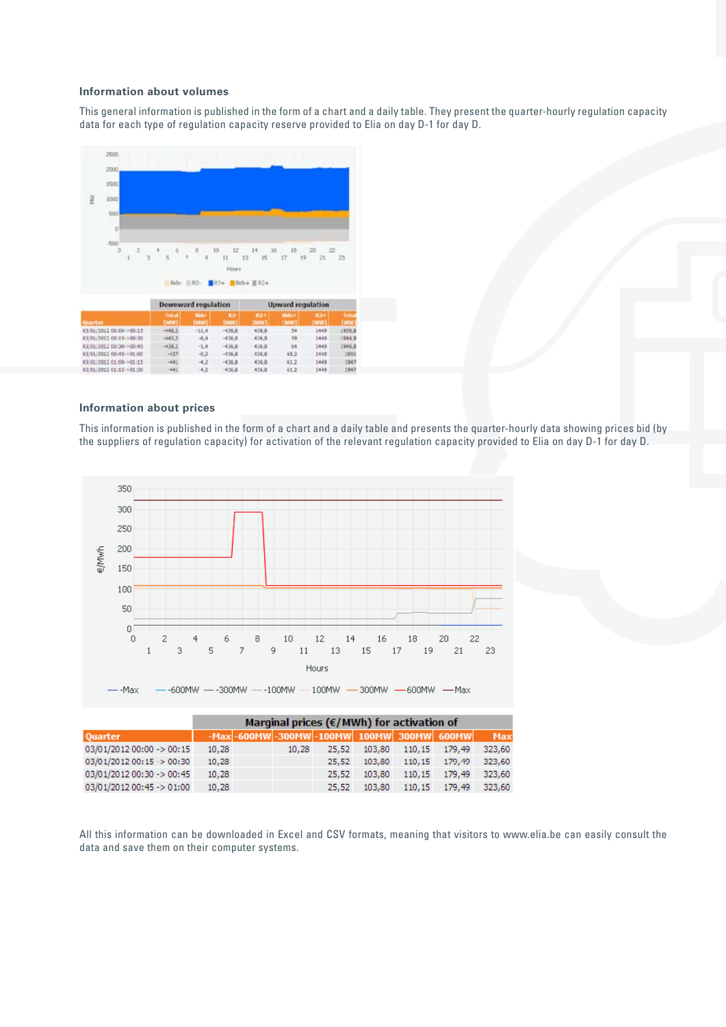### Information about volumes

This general information is published in the form of a chart and a daily table. They present the quarter-hourly regulation capacity data for each type of regulation capacity reserve provided to Elia on day D-1 for day D.

| Quarter | Downward regulation | | | Upward regulation | | | |
|---|---|---|---|---|---|---|---|
| | Total [MW] | Bids- [MW] | R2- [MW] | R2+ [MW] | Bids+ [MW] | R3+ [MW] | Total [MW] |
| 03/01/2012 00:00->00:15 | -448,2 | -11,4 | -436,8 | 436,8 | 54 | 1449 | 1939,8 |
| 03/01/2012 00:15->00:30 | -443,3 | -6,4 | -436,8 | 436,8 | 59 | 1449 | 1944,8 |
| 03/01/2012 00:30->00:45 | -438,2 | -1,4 | -436,8 | 436,8 | 64 | 1449 | 1949,8 |
| 03/01/2012 00:45->01:00 | -437 | -0,2 | -436,8 | 436,8 | 65,2 | 1449 | 1951 |
| 03/01/2012 01:00->01:15 | -441 | -4,2 | -436,8 | 436,8 | 61,2 | 1449 | 1947 |
| 03/01/2012 01:15->01:30 | -441 | -4,2 | -436,8 | 436,8 | 61,2 | 1449 | 1947 |

### Information about prices

This information is published in the form of a chart and a daily table and presents the quarter-hourly data showing prices bid (by the suppliers of regulation capacity) for activation of the relevant regulation capacity provided to Elia on day D-1 for day D.

| Quarter | Marginal prices (€/MWh) for activation of | | | | | | | |
|---|---|---|---|---|---|---|---|---|
| | -Max | -600MW | -300MW | -100MW | 100MW | 300MW | 600MW | Max |
| 03/01/2012 00:00 -> 00:15 | 10,28 | | 10,28 | 25,52 | 103,80 | 110,15 | 179,49 | 323,60 |
| 03/01/2012 00:15 -> 00:30 | 10,28 | | | 25,52 | 103,80 | 110,15 | 179,49 | 323,60 |
| 03/01/2012 00:30 -> 00:45 | 10,28 | | | 25,52 | 103,80 | 110,15 | 179,49 | 323,60 |
| 03/01/2012 00:45 -> 01:00 | 10,28 | | | 25,52 | 103,80 | 110,15 | 179,49 | 323,60 |

All this information can be downloaded in Excel and CSV formats, meaning that visitors to www.elia.be can easily consult the data and save them on their computer systems.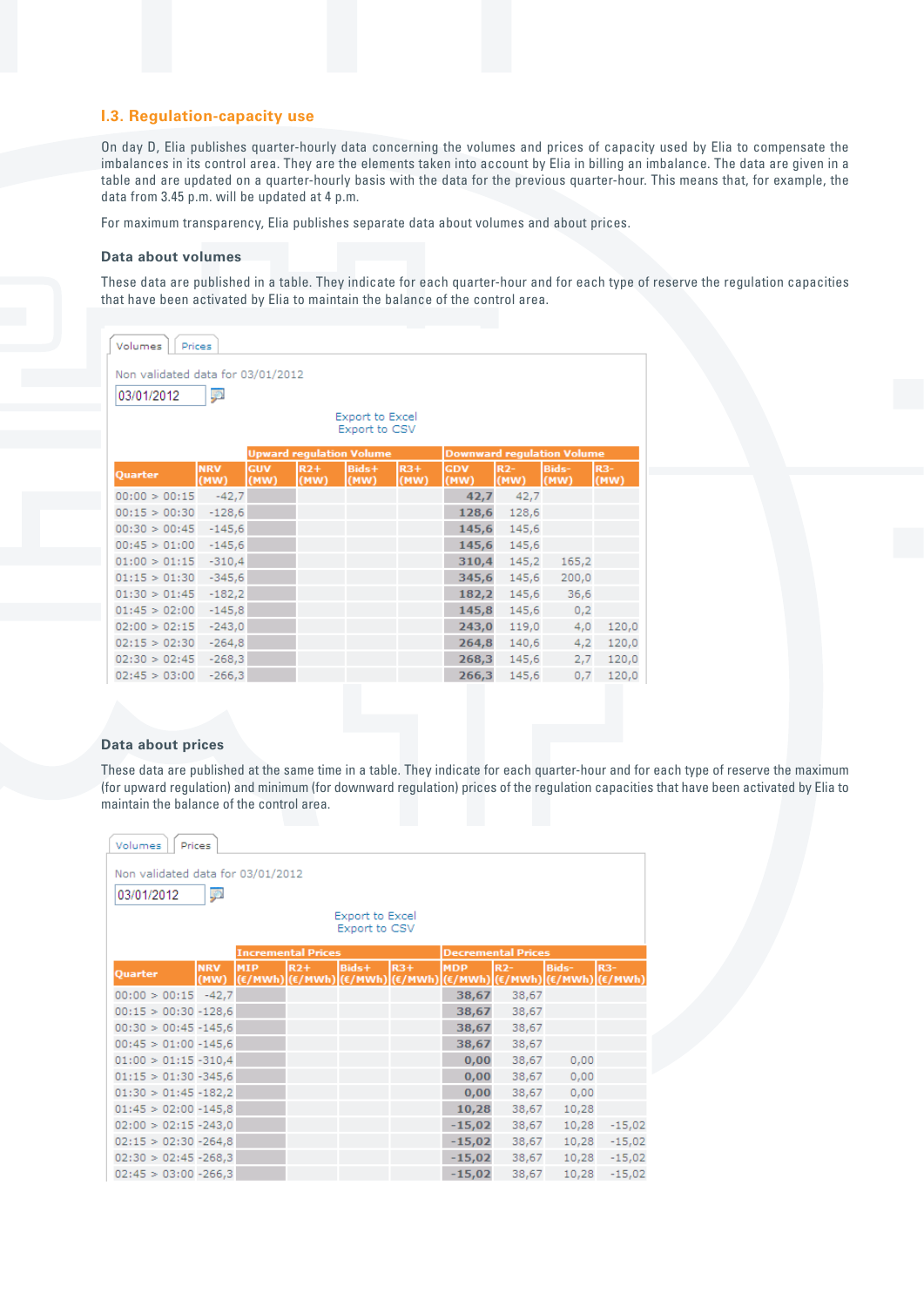## I.3. Regulation-capacity use

On day D, Elia publishes quarter-hourly data concerning the volumes and prices of capacity used by Elia to compensate the imbalances in its control area. They are the elements taken into account by Elia in billing an imbalance. The data are given in a table and are updated on a quarter-hourly basis with the data for the previous quarter-hour. This means that, for example, the data from 3.45 p.m. will be updated at 4 p.m.

For maximum transparency, Elia publishes separate data about volumes and about prices.

### Data about volumes

These data are published in a table. They indicate for each quarter-hour and for each type of reserve the regulation capacities that have been activated by Elia to maintain the balance of the control area.

Volumes | Prices

Non validated data for 03/01/2012

03/01/2012

Export to Excel
Export to CSV

| Quarter | NRV (MW) | Upward regulation Volume | | | | Downward regulation Volume | | | |
|---|---|---|---|---|---|---|---|---|---|
| | | GUV (MW) | R2+ (MW) | Bids+ (MW) | R3+ (MW) | GDV (MW) | R2- (MW) | Bids- (MW) | R3- (MW) |
| 00:00 > 00:15 | -42,7 | | | | | 42,7 | 42,7 | | |
| 00:15 > 00:30 | -128,6 | | | | | 128,6 | 128,6 | | |
| 00:30 > 00:45 | -145,6 | | | | | 145,6 | 145,6 | | |
| 00:45 > 01:00 | -145,6 | | | | | 145,6 | 145,6 | | |
| 01:00 > 01:15 | -310,4 | | | | | 310,4 | 145,2 | 165,2 | |
| 01:15 > 01:30 | -345,6 | | | | | 345,6 | 145,6 | 200,0 | |
| 01:30 > 01:45 | -182,2 | | | | | 182,2 | 145,6 | 36,6 | |
| 01:45 > 02:00 | -145,8 | | | | | 145,8 | 145,6 | 0,2 | |
| 02:00 > 02:15 | -243,0 | | | | | 243,0 | 119,0 | 4,0 | 120,0 |
| 02:15 > 02:30 | -264,8 | | | | | 264,8 | 140,6 | 4,2 | 120,0 |
| 02:30 > 02:45 | -268,3 | | | | | 268,3 | 145,6 | 2,7 | 120,0 |
| 02:45 > 03:00 | -266,3 | | | | | 266,3 | 145,6 | 0,7 | 120,0 |

### Data about prices

These data are published at the same time in a table. They indicate for each quarter-hour and for each type of reserve the maximum (for upward regulation) and minimum (for downward regulation) prices of the regulation capacities that have been activated by Elia to maintain the balance of the control area.

Volumes | Prices

Non validated data for 03/01/2012

03/01/2012

Export to Excel
Export to CSV

| Quarter | NRV (MW) | Incremental Prices | | | | Decremental Prices | | | |
|---|---|---|---|---|---|---|---|---|---|
| | | MIP (€/MWh) | R2+ (€/MWh) | Bids+ (€/MWh) | R3+ (€/MWh) | MDP (€/MWh) | R2- (€/MWh) | Bids- (€/MWh) | R3- (€/MWh) |
| 00:00 > 00:15 | -42,7 | | | | | 38,67 | 38,67 | | |
| 00:15 > 00:30 | -128,6 | | | | | 38,67 | 38,67 | | |
| 00:30 > 00:45 | -145,6 | | | | | 38,67 | 38,67 | | |
| 00:45 > 01:00 | -145,6 | | | | | 38,67 | 38,67 | | |
| 01:00 > 01:15 | -310,4 | | | | | 0,00 | 38,67 | 0,00 | |
| 01:15 > 01:30 | -345,6 | | | | | 0,00 | 38,67 | 0,00 | |
| 01:30 > 01:45 | -182,2 | | | | | 0,00 | 38,67 | 0,00 | |
| 01:45 > 02:00 | -145,8 | | | | | 10,28 | 38,67 | 10,28 | |
| 02:00 > 02:15 | -243,0 | | | | | -15,02 | 38,67 | 10,28 | -15,02 |
| 02:15 > 02:30 | -264,8 | | | | | -15,02 | 38,67 | 10,28 | -15,02 |
| 02:30 > 02:45 | -268,3 | | | | | -15,02 | 38,67 | 10,28 | -15,02 |
| 02:45 > 03:00 | -266,3 | | | | | -15,02 | 38,67 | 10,28 | -15,02 |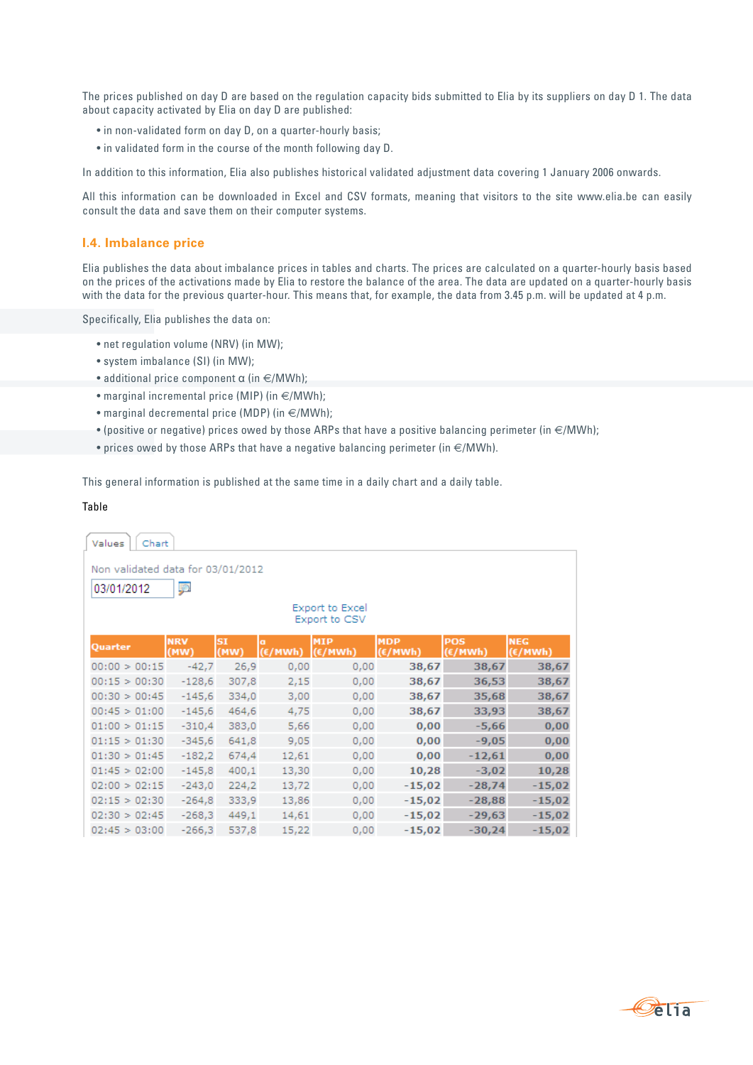The prices published on day D are based on the regulation capacity bids submitted to Elia by its suppliers on day D 1. The data about capacity activated by Elia on day D are published:

- in non-validated form on day D, on a quarter-hourly basis;
- in validated form in the course of the month following day D.

In addition to this information, Elia also publishes historical validated adjustment data covering 1 January 2006 onwards.

All this information can be downloaded in Excel and CSV formats, meaning that visitors to the site www.elia.be can easily consult the data and save them on their computer systems.

## I.4. Imbalance price

Elia publishes the data about imbalance prices in tables and charts. The prices are calculated on a quarter-hourly basis based on the prices of the activations made by Elia to restore the balance of the area. The data are updated on a quarter-hourly basis with the data for the previous quarter-hour. This means that, for example, the data from 3.45 p.m. will be updated at 4 p.m.

Specifically, Elia publishes the data on:

- net regulation volume (NRV) (in MW);
- system imbalance (SI) (in MW);
- additional price component α (in €/MWh);
- marginal incremental price (MIP) (in €/MWh);
- marginal decremental price (MDP) (in €/MWh);
- (positive or negative) prices owed by those ARPs that have a positive balancing perimeter (in €/MWh);
- prices owed by those ARPs that have a negative balancing perimeter (in €/MWh).

This general information is published at the same time in a daily chart and a daily table.

Table

Values | Chart

Non validated data for 03/01/2012

03/01/2012

Export to Excel
Export to CSV

| Quarter | NRV (MW) | SI (MW) | α (€/MWh) | MIP (€/MWh) | MDP (€/MWh) | POS (€/MWh) | NEG (€/MWh) |
|---|---|---|---|---|---|---|---|
| 00:00 > 00:15 | -42,7 | 26,9 | 0,00 | 0,00 | 38,67 | 38,67 | 38,67 |
| 00:15 > 00:30 | -128,6 | 307,8 | 2,15 | 0,00 | 38,67 | 36,53 | 38,67 |
| 00:30 > 00:45 | -145,6 | 334,0 | 3,00 | 0,00 | 38,67 | 35,68 | 38,67 |
| 00:45 > 01:00 | -145,6 | 464,6 | 4,75 | 0,00 | 38,67 | 33,93 | 38,67 |
| 01:00 > 01:15 | -310,4 | 383,0 | 5,66 | 0,00 | 0,00 | -5,66 | 0,00 |
| 01:15 > 01:30 | -345,6 | 641,8 | 9,05 | 0,00 | 0,00 | -9,05 | 0,00 |
| 01:30 > 01:45 | -182,2 | 674,4 | 12,61 | 0,00 | 0,00 | -12,61 | 0,00 |
| 01:45 > 02:00 | -145,8 | 400,1 | 13,30 | 0,00 | 10,28 | -3,02 | 10,28 |
| 02:00 > 02:15 | -243,0 | 224,2 | 13,72 | 0,00 | -15,02 | -28,74 | -15,02 |
| 02:15 > 02:30 | -264,8 | 333,9 | 13,86 | 0,00 | -15,02 | -28,88 | -15,02 |
| 02:30 > 02:45 | -268,3 | 449,1 | 14,61 | 0,00 | -15,02 | -29,63 | -15,02 |
| 02:45 > 03:00 | -266,3 | 537,8 | 15,22 | 0,00 | -15,02 | -30,24 | -15,02 |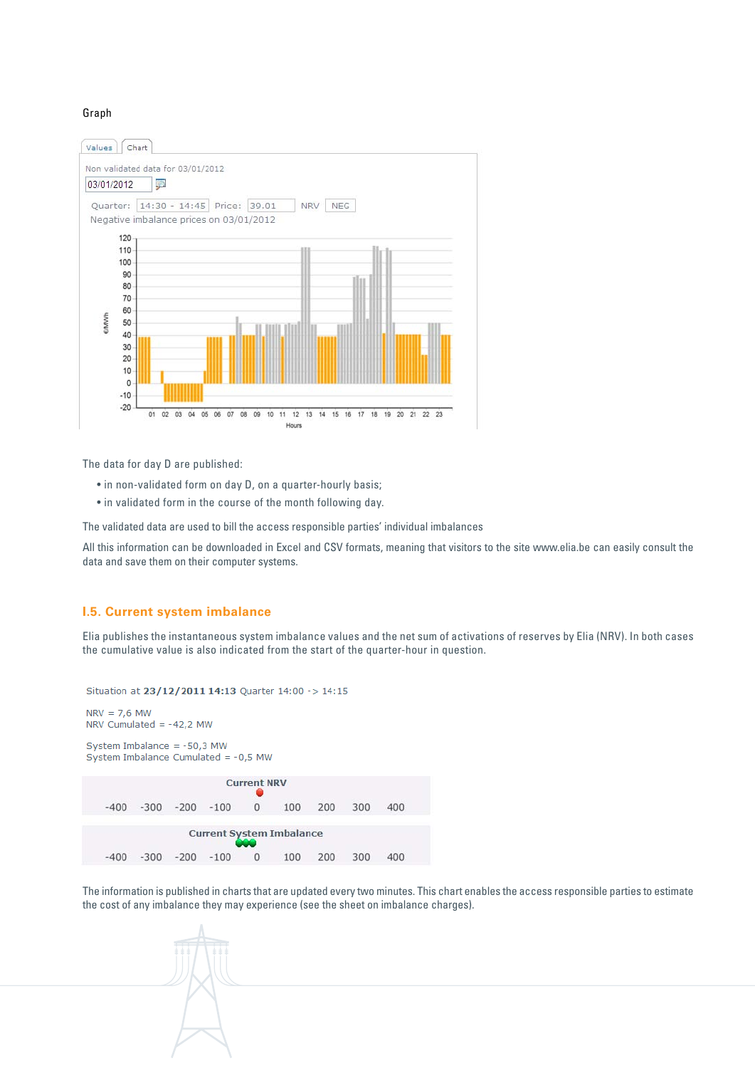Graph

Values | Chart

Non validated data for 03/01/2012

03/01/2012

Quarter: 14:30 - 14:45 Price: 39.01 NRV NEG

Negative imbalance prices on 03/01/2012

The data for day D are published:

- in non-validated form on day D, on a quarter-hourly basis;
- in validated form in the course of the month following day.

The validated data are used to bill the access responsible parties' individual imbalances

All this information can be downloaded in Excel and CSV formats, meaning that visitors to the site www.elia.be can easily consult the data and save them on their computer systems.

## I.5. Current system imbalance

Elia publishes the instantaneous system imbalance values and the net sum of activations of reserves by Elia (NRV). In both cases the cumulative value is also indicated from the start of the quarter-hour in question.

Situation at **23/12/2011 14:13** Quarter 14:00 -> 14:15

NRV = 7,6 MW
NRV Cumulated = -42,2 MW

System Imbalance = -50,3 MW
System Imbalance Cumulated = -0,5 MW

**Current NRV**

-400 -300 -200 -100 0 100 200 300 400

**Current System Imbalance**

-400 -300 -200 -100 0 100 200 300 400

The information is published in charts that are updated every two minutes. This chart enables the access responsible parties to estimate the cost of any imbalance they may experience (see the sheet on imbalance charges).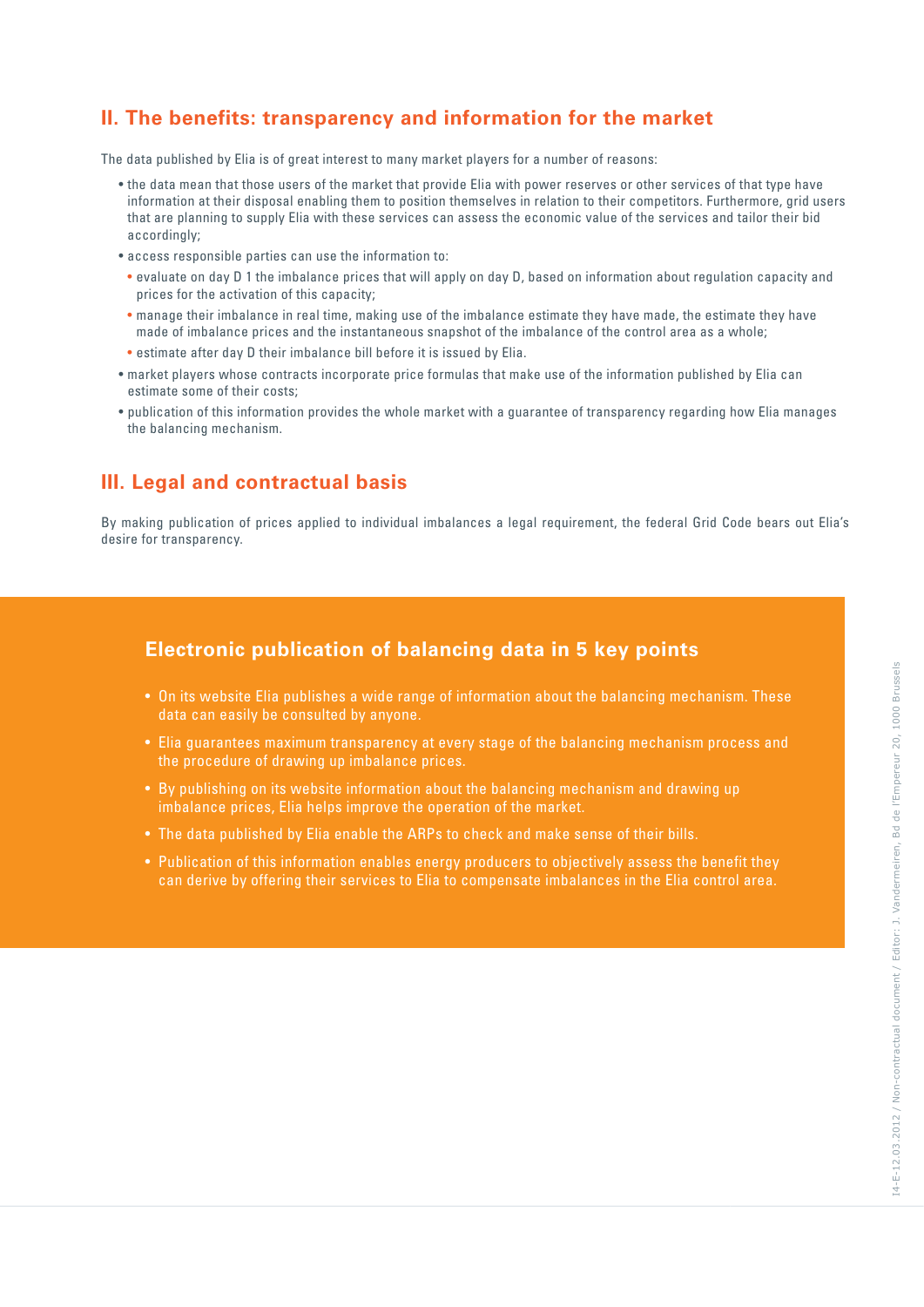## II. The benefits: transparency and information for the market

The data published by Elia is of great interest to many market players for a number of reasons:

- the data mean that those users of the market that provide Elia with power reserves or other services of that type have information at their disposal enabling them to position themselves in relation to their competitors. Furthermore, grid users that are planning to supply Elia with these services can assess the economic value of the services and tailor their bid accordingly;
- access responsible parties can use the information to:
  - evaluate on day D 1 the imbalance prices that will apply on day D, based on information about regulation capacity and prices for the activation of this capacity;
  - manage their imbalance in real time, making use of the imbalance estimate they have made, the estimate they have made of imbalance prices and the instantaneous snapshot of the imbalance of the control area as a whole;
  - estimate after day D their imbalance bill before it is issued by Elia.
- market players whose contracts incorporate price formulas that make use of the information published by Elia can estimate some of their costs;
- publication of this information provides the whole market with a guarantee of transparency regarding how Elia manages the balancing mechanism.

## III. Legal and contractual basis

By making publication of prices applied to individual imbalances a legal requirement, the federal Grid Code bears out Elia's desire for transparency.

### Electronic publication of balancing data in 5 key points

- On its website Elia publishes a wide range of information about the balancing mechanism. These data can easily be consulted by anyone.
- Elia guarantees maximum transparency at every stage of the balancing mechanism process and the procedure of drawing up imbalance prices.
- By publishing on its website information about the balancing mechanism and drawing up imbalance prices, Elia helps improve the operation of the market.
- The data published by Elia enable the ARPs to check and make sense of their bills.
- Publication of this information enables energy producers to objectively assess the benefit they can derive by offering their services to Elia to compensate imbalances in the Elia control area.

I4-E-12.03.2012 / Non-contractual document / Editor: J. Vandermeiren, Bd de l'Empereur 20, 1000 Brussels